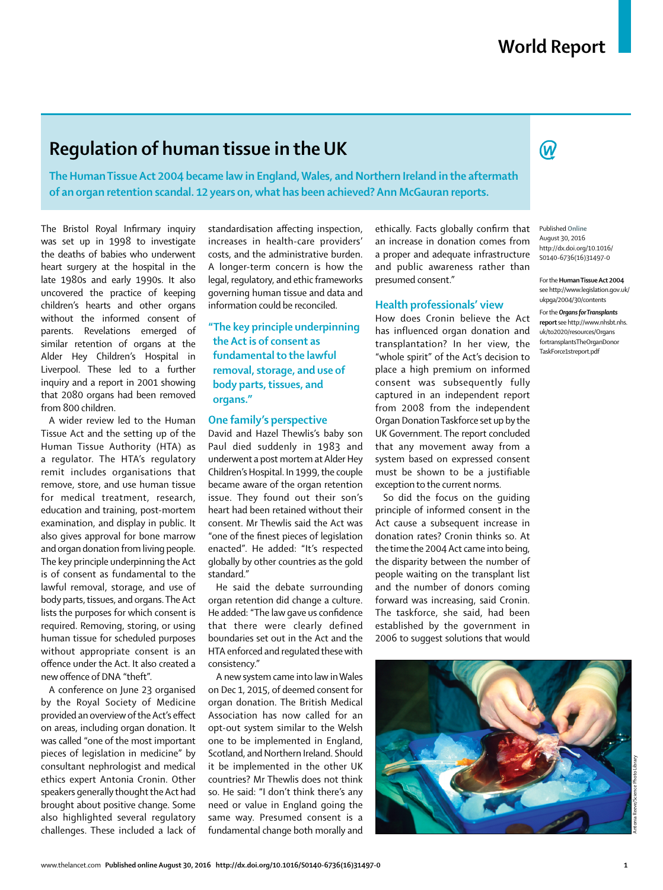# Regulation of human tissue in the UK

**The Human Tissue Act 2004 became law in England, Wales, and Northern Ireland in the aftermath of an organ retention scandal. 12 years on, what has been achieved? Ann McGauran reports.**

The Bristol Royal Infirmary inquiry was set up in 1998 to investigate the deaths of babies who underwent heart surgery at the hospital in the late 1980s and early 1990s. It also uncovered the practice of keeping children's hearts and other organs without the informed consent of parents. Revelations emerged of similar retention of organs at the Alder Hey Children's Hospital in Liverpool. These led to a further inquiry and a report in 2001 showing that 2080 organs had been removed from 800 children.

A wider review led to the Human Tissue Act and the setting up of the Human Tissue Authority (HTA) as a regulator. The HTA's regulatory remit includes organisations that remove, store, and use human tissue for medical treatment, research, education and training, post-mortem examination, and display in public. It also gives approval for bone marrow and organ donation from living people. The key principle underpinning the Act is of consent as fundamental to the lawful removal, storage, and use of body parts, tissues, and organs. The Act lists the purposes for which consent is required. Removing, storing, or using human tissue for scheduled purposes without appropriate consent is an offence under the Act. It also created a new offence of DNA "theft".

A conference on June 23 organised by the Royal Society of Medicine provided an overview of the Act's effect on areas, including organ donation. It was called "one of the most important pieces of legislation in medicine" by consultant nephrologist and medical ethics expert Antonia Cronin. Other speakers generally thought the Act had brought about positive change. Some also highlighted several regulatory challenges. These included a lack of standardisation affecting inspection, increases in health-care providers' costs, and the administrative burden. A longer-term concern is how the legal, regulatory, and ethic frameworks governing human tissue and data and information could be reconciled.

> "The key principle underpinning the Act is of consent as fundamental to the lawful removal, storage, and use of body parts, tissues, and organs."

## One family's perspective

David and Hazel Thewlis's baby son Paul died suddenly in 1983 and underwent a post mortem at Alder Hey Children's Hospital. In 1999, the couple became aware of the organ retention issue. They found out their son's heart had been retained without their consent. Mr Thewlis said the Act was "one of the finest pieces of legislation enacted". He added: "It's respected globally by other countries as the gold standard."

He said the debate surrounding organ retention did change a culture. He added: "The law gave us confidence that there were clearly defined boundaries set out in the Act and the HTA enforced and regulated these with consistency."

A new system came into law in Wales on Dec 1, 2015, of deemed consent for organ donation. The British Medical Association has now called for an opt-out system similar to the Welsh one to be implemented in England, Scotland, and Northern Ireland. Should it be implemented in the other UK countries? Mr Thewlis does not think so. He said: "I don't think there's any need or value in England going the same way. Presumed consent is a fundamental change both morally and ethically. Facts globally confirm that an increase in donation comes from a proper and adequate infrastructure and public awareness rather than presumed consent."

## Health professionals' view

How does Cronin believe the Act has influenced organ donation and transplantation? In her view, the "whole spirit" of the Act's decision to place a high premium on informed consent was subsequently fully captured in an independent report from 2008 from the independent Organ Donation Taskforce set up by the UK Government. The report concluded that any movement away from a system based on expressed consent must be shown to be a justifiable exception to the current norms.

So did the focus on the guiding principle of informed consent in the Act cause a subsequent increase in donation rates? Cronin thinks so. At the time the 2004 Act came into being, the disparity between the number of people waiting on the transplant list and the number of donors coming forward was increasing, said Cronin. The taskforce, she said, had been established by the government in 2006 to suggest solutions that would

Published **Online** August 30, 2016 http://dx.doi.org/10.1016/S0140-6736(16)31497-0

For the **Human Tissue Act 2004** see http://www.legislation.gov.uk/ukpga/2004/30/contents

For the ***Organs for Transplants* report** see http://www.nhsbt.nhs.uk/to2020/resources/OrgansfortransplantsTheOrganDonorTaskForce1streport.pdf

Antonia Reeve/Science Photo Library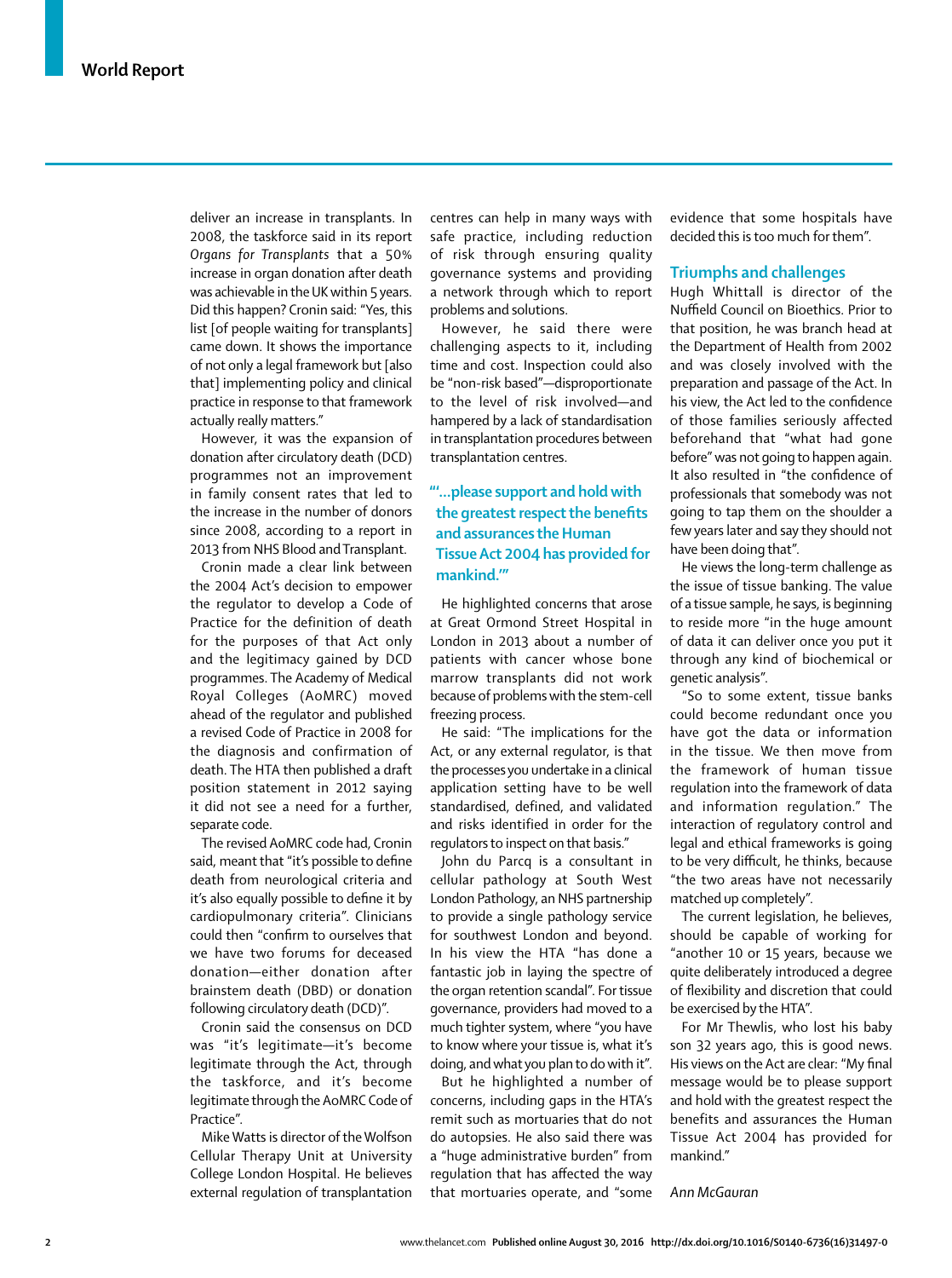deliver an increase in transplants. In 2008, the taskforce said in its report *Organs for Transplants* that a 50% increase in organ donation after death was achievable in the UK within 5 years. Did this happen? Cronin said: "Yes, this list [of people waiting for transplants] came down. It shows the importance of not only a legal framework but [also that] implementing policy and clinical practice in response to that framework actually really matters."

However, it was the expansion of donation after circulatory death (DCD) programmes not an improvement in family consent rates that led to the increase in the number of donors since 2008, according to a report in 2013 from NHS Blood and Transplant.

Cronin made a clear link between the 2004 Act's decision to empower the regulator to develop a Code of Practice for the definition of death for the purposes of that Act only and the legitimacy gained by DCD programmes. The Academy of Medical Royal Colleges (AoMRC) moved ahead of the regulator and published a revised Code of Practice in 2008 for the diagnosis and confirmation of death. The HTA then published a draft position statement in 2012 saying it did not see a need for a further, separate code.

The revised AoMRC code had, Cronin said, meant that "it's possible to define death from neurological criteria and it's also equally possible to define it by cardiopulmonary criteria". Clinicians could then "confirm to ourselves that we have two forums for deceased donation—either donation after brainstem death (DBD) or donation following circulatory death (DCD)".

Cronin said the consensus on DCD was "it's legitimate—it's become legitimate through the Act, through the taskforce, and it's become legitimate through the AoMRC Code of Practice".

Mike Watts is director of the Wolfson Cellular Therapy Unit at University College London Hospital. He believes external regulation of transplantation centres can help in many ways with safe practice, including reduction of risk through ensuring quality governance systems and providing a network through which to report problems and solutions.

However, he said there were challenging aspects to it, including time and cost. Inspection could also be "non-risk based"—disproportionate to the level of risk involved—and hampered by a lack of standardisation in transplantation procedures between transplantation centres.

> **"'...please support and hold with the greatest respect the benefits and assurances the Human Tissue Act 2004 has provided for mankind.'"**

He highlighted concerns that arose at Great Ormond Street Hospital in London in 2013 about a number of patients with cancer whose bone marrow transplants did not work because of problems with the stem-cell freezing process.

He said: "The implications for the Act, or any external regulator, is that the processes you undertake in a clinical application setting have to be well standardised, defined, and validated and risks identified in order for the regulators to inspect on that basis."

John du Parcq is a consultant in cellular pathology at South West London Pathology, an NHS partnership to provide a single pathology service for southwest London and beyond. In his view the HTA "has done a fantastic job in laying the spectre of the organ retention scandal". For tissue governance, providers had moved to a much tighter system, where "you have to know where your tissue is, what it's doing, and what you plan to do with it".

But he highlighted a number of concerns, including gaps in the HTA's remit such as mortuaries that do not do autopsies. He also said there was a "huge administrative burden" from regulation that has affected the way that mortuaries operate, and "some evidence that some hospitals have decided this is too much for them".

## Triumphs and challenges

Hugh Whittall is director of the Nuffield Council on Bioethics. Prior to that position, he was branch head at the Department of Health from 2002 and was closely involved with the preparation and passage of the Act. In his view, the Act led to the confidence of those families seriously affected beforehand that "what had gone before" was not going to happen again. It also resulted in "the confidence of professionals that somebody was not going to tap them on the shoulder a few years later and say they should not have been doing that".

He views the long-term challenge as the issue of tissue banking. The value of a tissue sample, he says, is beginning to reside more "in the huge amount of data it can deliver once you put it through any kind of biochemical or genetic analysis".

"So to some extent, tissue banks could become redundant once you have got the data or information in the tissue. We then move from the framework of human tissue regulation into the framework of data and information regulation." The interaction of regulatory control and legal and ethical frameworks is going to be very difficult, he thinks, because "the two areas have not necessarily matched up completely".

The current legislation, he believes, should be capable of working for "another 10 or 15 years, because we quite deliberately introduced a degree of flexibility and discretion that could be exercised by the HTA".

For Mr Thewlis, who lost his baby son 32 years ago, this is good news. His views on the Act are clear: "My final message would be to please support and hold with the greatest respect the benefits and assurances the Human Tissue Act 2004 has provided for mankind."

*Ann McGauran*